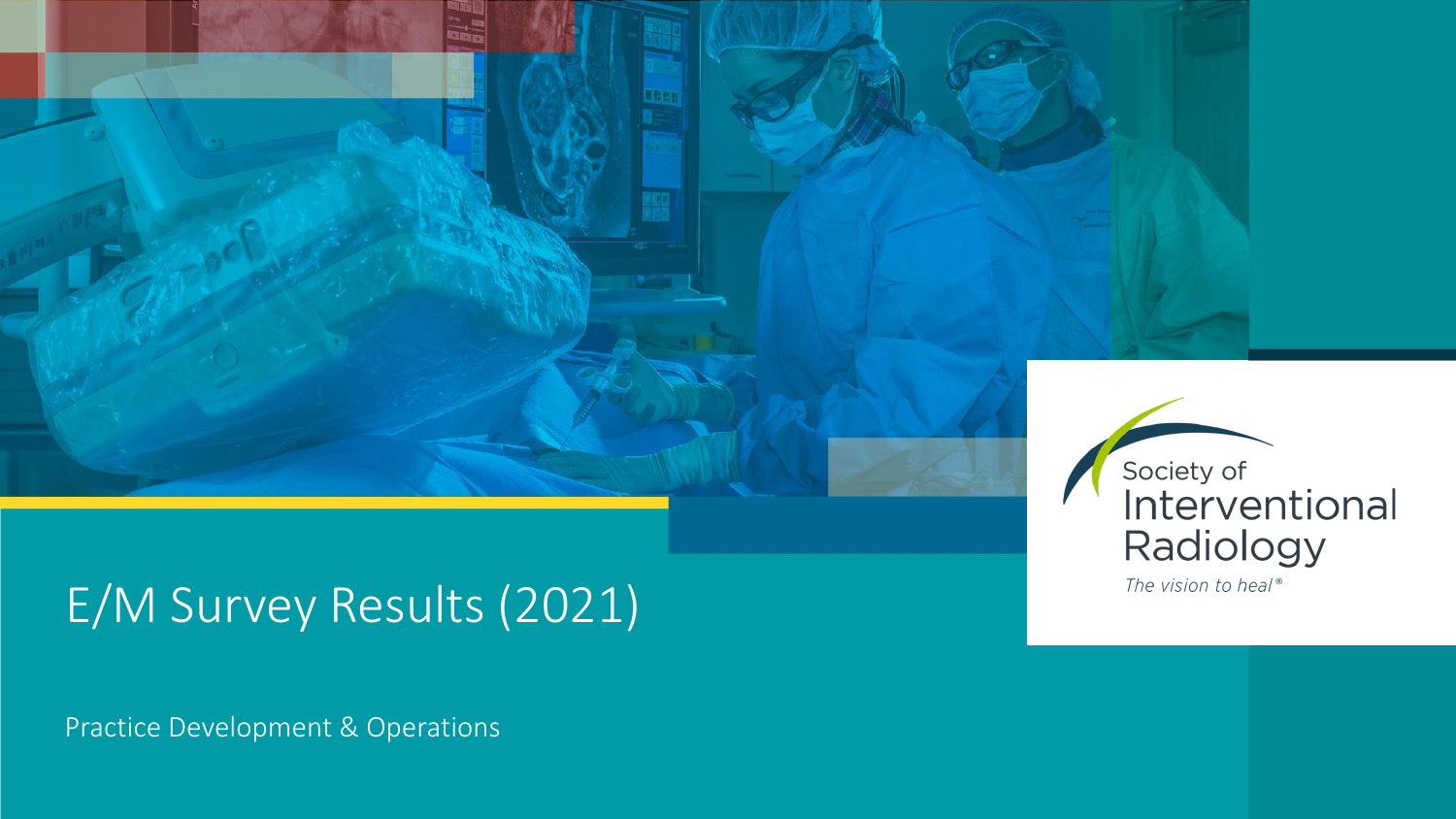# E/M Survey Results (2021)

Practice Development & Operations

Society of Interventional Radiology

*The vision to heal®*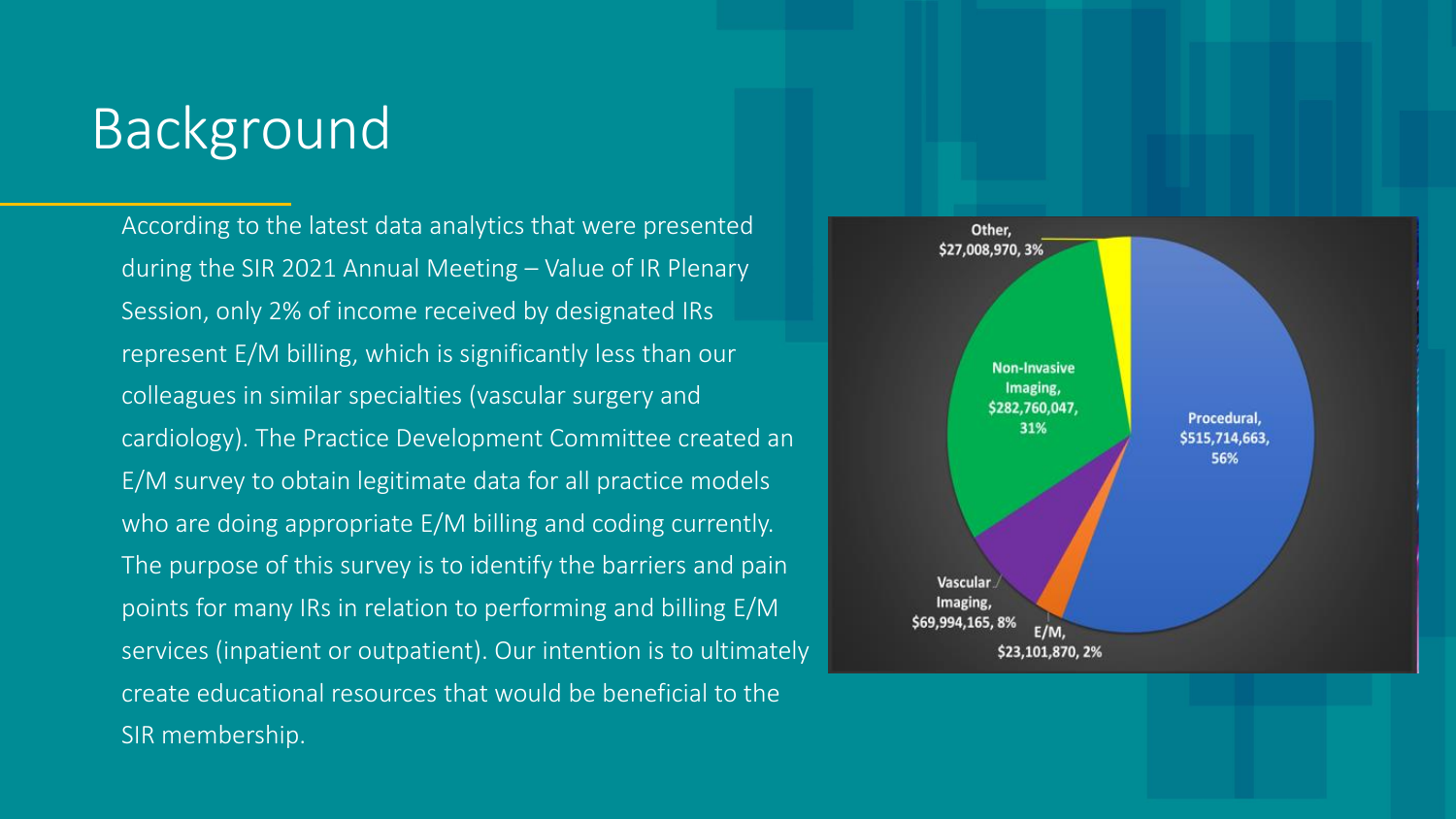# Background

According to the latest data analytics that were presented during the SIR 2021 Annual Meeting – Value of IR Plenary Session, only 2% of income received by designated IRs represent E/M billing, which is significantly less than our colleagues in similar specialties (vascular surgery and cardiology). The Practice Development Committee created an E/M survey to obtain legitimate data for all practice models who are doing appropriate E/M billing and coding currently. The purpose of this survey is to identify the barriers and pain points for many IRs in relation to performing and billing E/M services (inpatient or outpatient). Our intention is to ultimately create educational resources that would be beneficial to the SIR membership.

Other, $27,008,970, 3%

Non-Invasive Imaging, $282,760,047, 31%

Procedural, $515,714,663, 56%

Vascular Imaging, $69,994,165, 8%

E/M, $23,101,870, 2%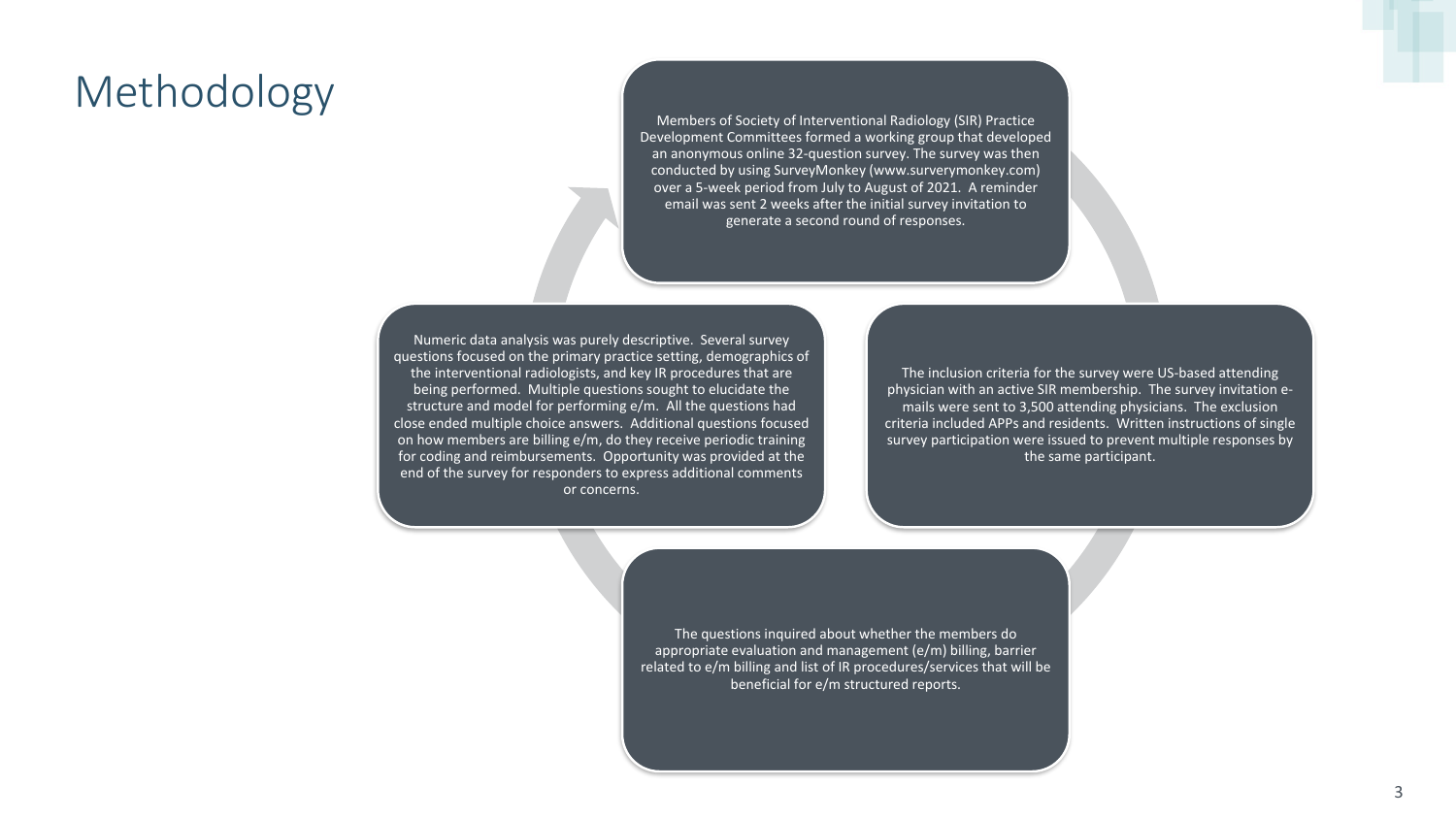# Methodology

Members of Society of Interventional Radiology (SIR) Practice Development Committees formed a working group that developed an anonymous online 32-question survey. The survey was then conducted by using SurveyMonkey (www.surverymonkey.com) over a 5-week period from July to August of 2021. A reminder email was sent 2 weeks after the initial survey invitation to generate a second round of responses.

The inclusion criteria for the survey were US-based attending physician with an active SIR membership. The survey invitation e-mails were sent to 3,500 attending physicians. The exclusion criteria included APPs and residents. Written instructions of single survey participation were issued to prevent multiple responses by the same participant.

The questions inquired about whether the members do appropriate evaluation and management (e/m) billing, barrier related to e/m billing and list of IR procedures/services that will be beneficial for e/m structured reports.

Numeric data analysis was purely descriptive. Several survey questions focused on the primary practice setting, demographics of the interventional radiologists, and key IR procedures that are being performed. Multiple questions sought to elucidate the structure and model for performing e/m. All the questions had close ended multiple choice answers. Additional questions focused on how members are billing e/m, do they receive periodic training for coding and reimbursements. Opportunity was provided at the end of the survey for responders to express additional comments or concerns.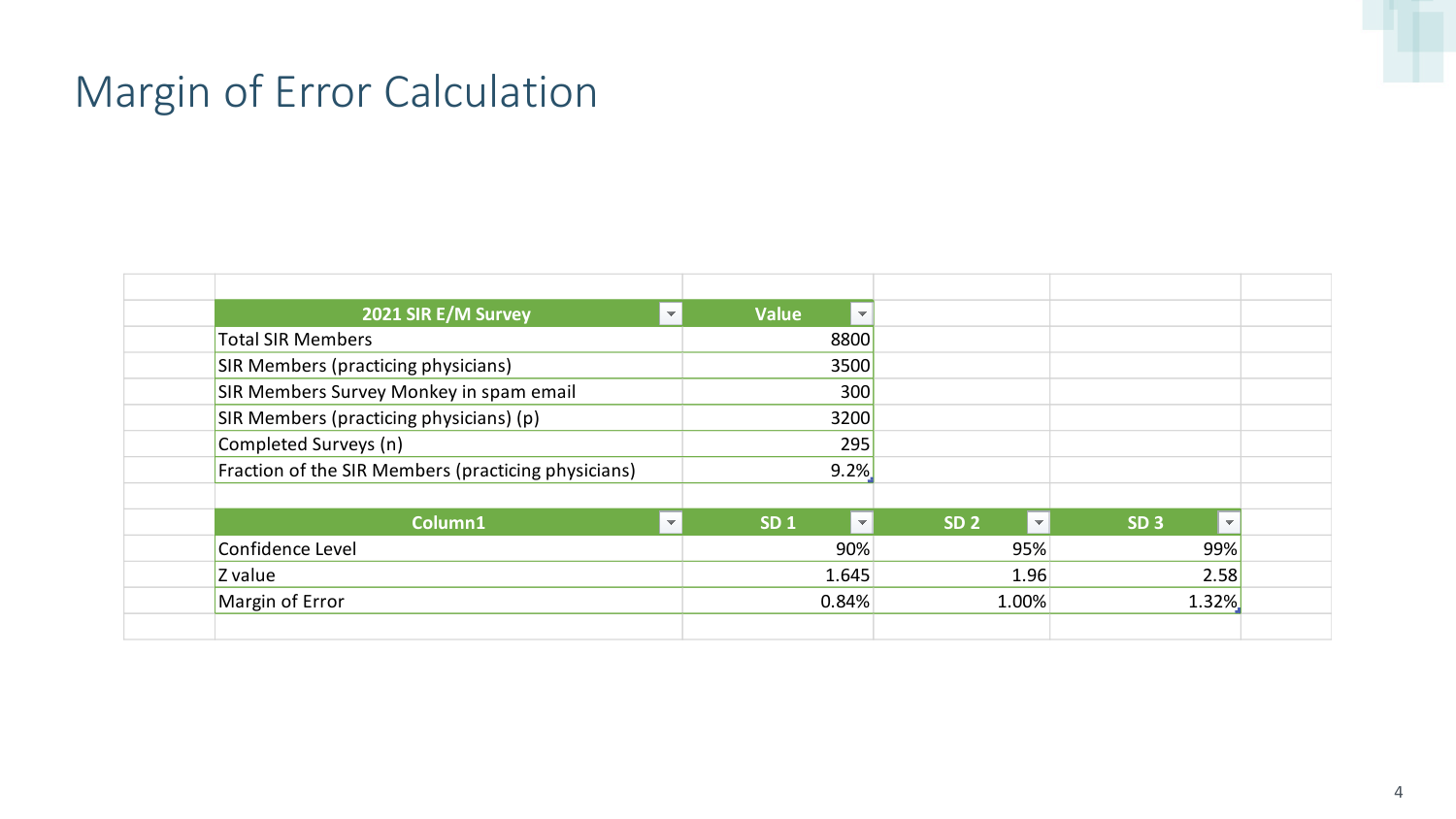# Margin of Error Calculation

| 2021 SIR E/M Survey | Value |
|---|---|
| Total SIR Members | 8800 |
| SIR Members (practicing physicians) | 3500 |
| SIR Members Survey Monkey in spam email | 300 |
| SIR Members (practicing physicians) (p) | 3200 |
| Completed Surveys (n) | 295 |
| Fraction of the SIR Members (practicing physicians) | 9.2% |

| Column1 | SD 1 | SD 2 | SD 3 |
|---|---|---|---|
| Confidence Level | 90% | 95% | 99% |
| Z value | 1.645 | 1.96 | 2.58 |
| Margin of Error | 0.84% | 1.00% | 1.32% |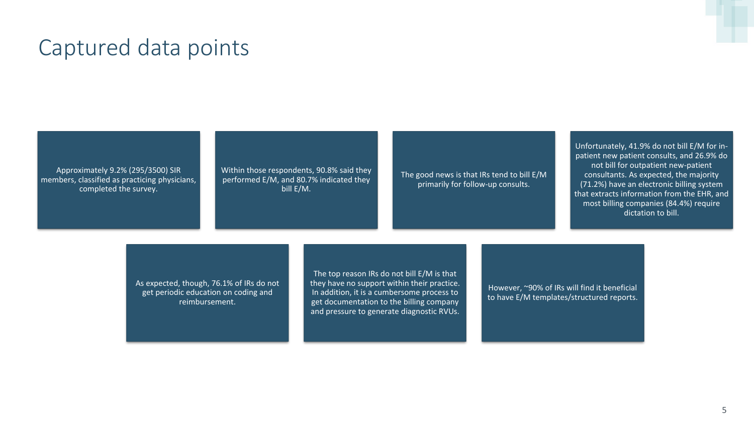# Captured data points

Approximately 9.2% (295/3500) SIR members, classified as practicing physicians, completed the survey.

Within those respondents, 90.8% said they performed E/M, and 80.7% indicated they bill E/M.

The good news is that IRs tend to bill E/M primarily for follow-up consults.

Unfortunately, 41.9% do not bill E/M for in-patient new patient consults, and 26.9% do not bill for outpatient new-patient consultants. As expected, the majority (71.2%) have an electronic billing system that extracts information from the EHR, and most billing companies (84.4%) require dictation to bill.

As expected, though, 76.1% of IRs do not get periodic education on coding and reimbursement.

The top reason IRs do not bill E/M is that they have no support within their practice. In addition, it is a cumbersome process to get documentation to the billing company and pressure to generate diagnostic RVUs.

However, ~90% of IRs will find it beneficial to have E/M templates/structured reports.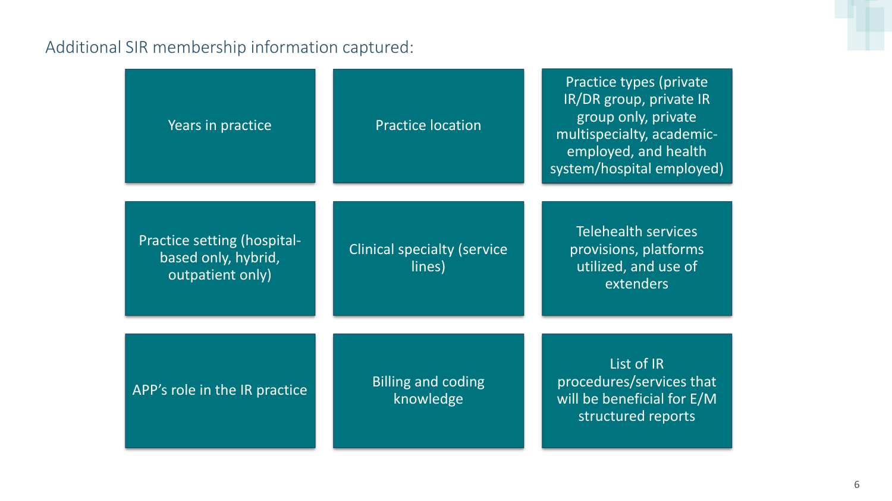## Additional SIR membership information captured:

- Years in practice
- Practice location
- Practice types (private IR/DR group, private IR group only, private multispecialty, academic-employed, and health system/hospital employed)
- Practice setting (hospital-based only, hybrid, outpatient only)
- Clinical specialty (service lines)
- Telehealth services provisions, platforms utilized, and use of extenders
- APP's role in the IR practice
- Billing and coding knowledge
- List of IR procedures/services that will be beneficial for E/M structured reports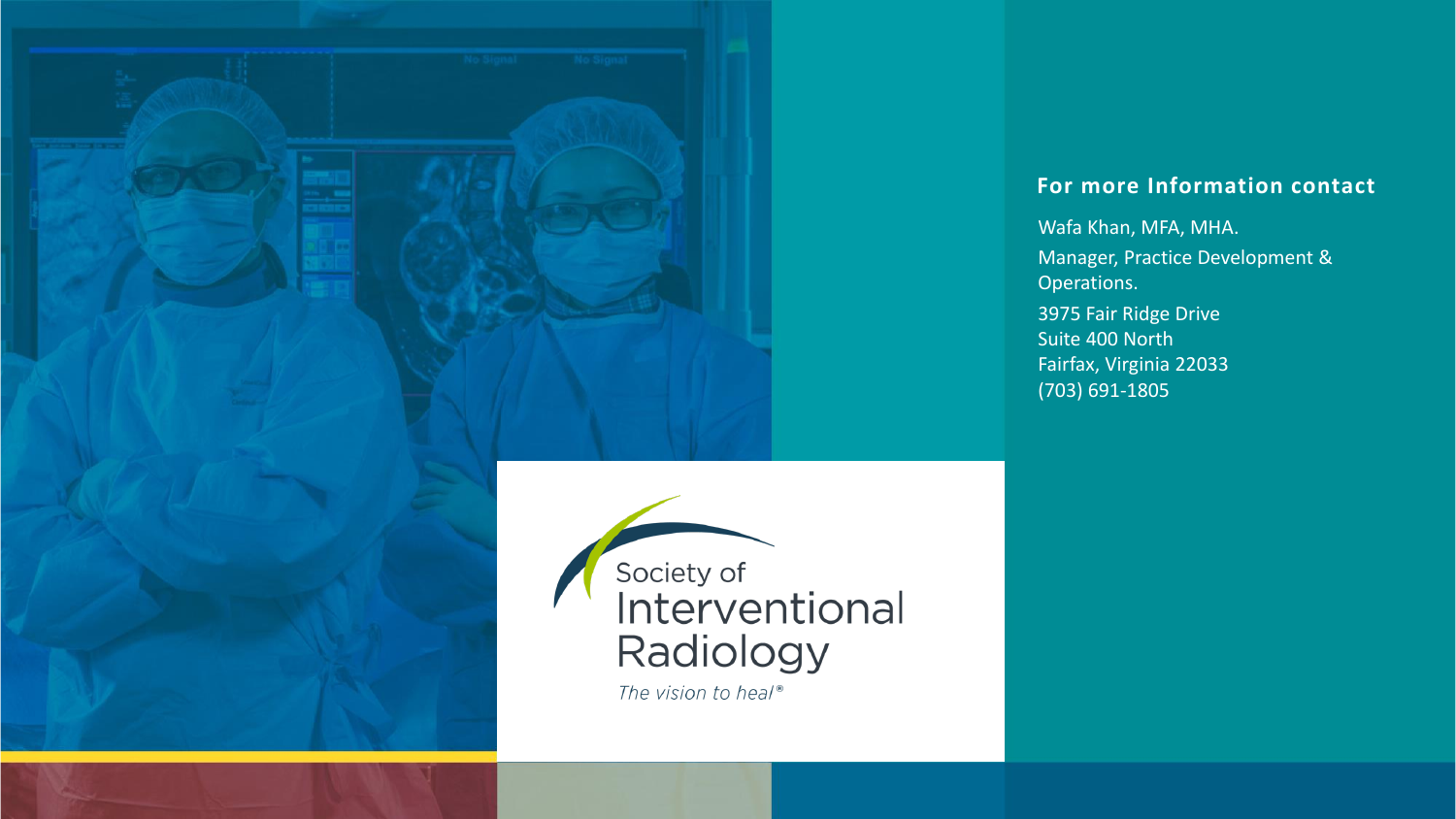## For more Information contact

Wafa Khan, MFA, MHA.

Manager, Practice Development & Operations.

3975 Fair Ridge Drive
Suite 400 North
Fairfax, Virginia 22033
(703) 691-1805

Society of Interventional Radiology

*The vision to heal®*